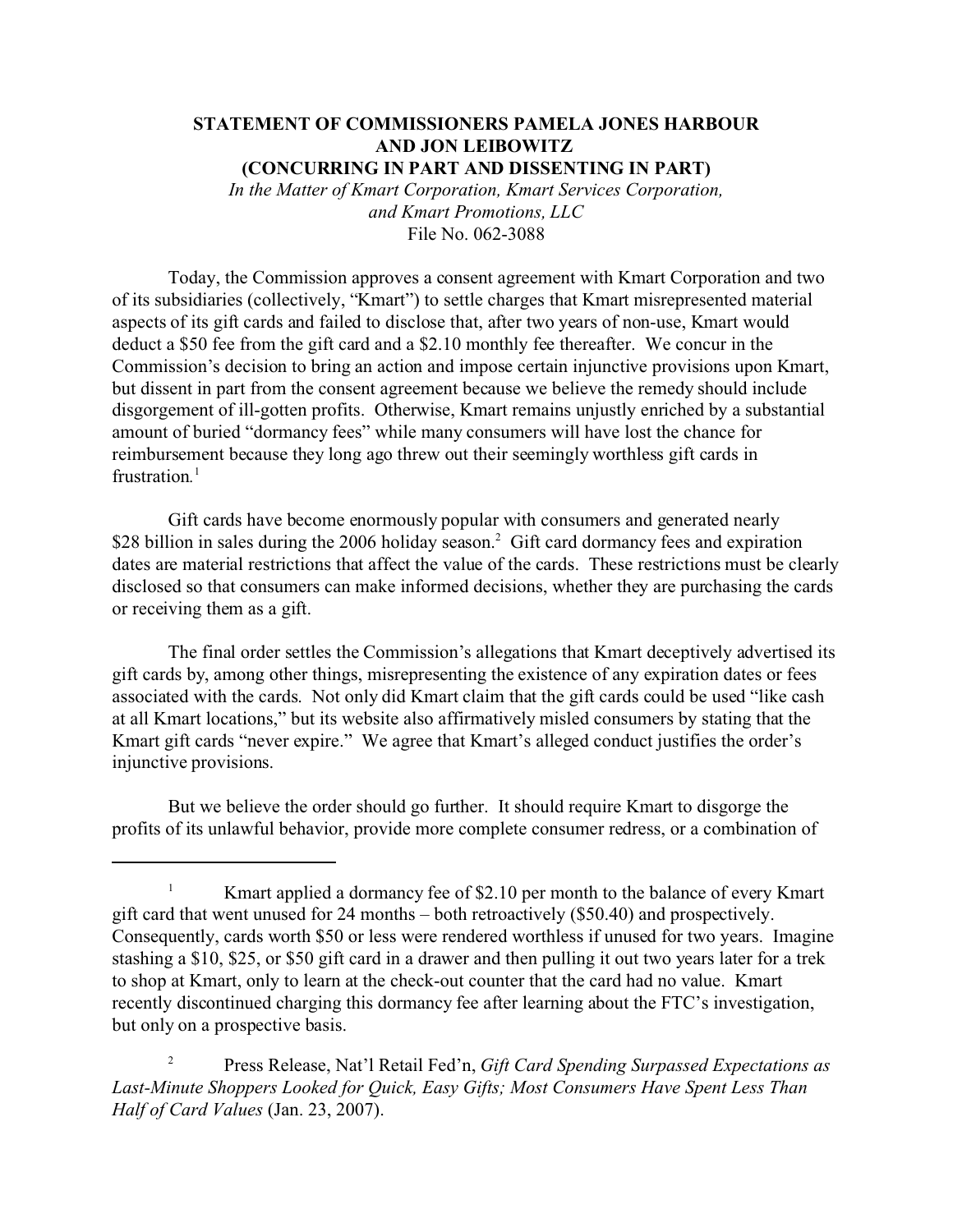**STATEMENT OF COMMISSIONERS PAMELA JONES HARBOUR AND JON LEIBOWITZ (CONCURRING IN PART AND DISSENTING IN PART)**

*In the Matter of Kmart Corporation, Kmart Services Corporation, and Kmart Promotions, LLC*

File No. 062-3088

Today, the Commission approves a consent agreement with Kmart Corporation and two of its subsidiaries (collectively, "Kmart") to settle charges that Kmart misrepresented material aspects of its gift cards and failed to disclose that, after two years of non-use, Kmart would deduct a $50 fee from the gift card and a $2.10 monthly fee thereafter. We concur in the Commission's decision to bring an action and impose certain injunctive provisions upon Kmart, but dissent in part from the consent agreement because we believe the remedy should include disgorgement of ill-gotten profits. Otherwise, Kmart remains unjustly enriched by a substantial amount of buried "dormancy fees" while many consumers will have lost the chance for reimbursement because they long ago threw out their seemingly worthless gift cards in frustration.[1]

Gift cards have become enormously popular with consumers and generated nearly $28 billion in sales during the 2006 holiday season.[2] Gift card dormancy fees and expiration dates are material restrictions that affect the value of the cards. These restrictions must be clearly disclosed so that consumers can make informed decisions, whether they are purchasing the cards or receiving them as a gift.

The final order settles the Commission's allegations that Kmart deceptively advertised its gift cards by, among other things, misrepresenting the existence of any expiration dates or fees associated with the cards. Not only did Kmart claim that the gift cards could be used "like cash at all Kmart locations," but its website also affirmatively misled consumers by stating that the Kmart gift cards "never expire." We agree that Kmart's alleged conduct justifies the order's injunctive provisions.

But we believe the order should go further. It should require Kmart to disgorge the profits of its unlawful behavior, provide more complete consumer redress, or a combination of

---

[1] Kmart applied a dormancy fee of $2.10 per month to the balance of every Kmart gift card that went unused for 24 months – both retroactively ($50.40) and prospectively. Consequently, cards worth $50 or less were rendered worthless if unused for two years. Imagine stashing a $10, $25, or $50 gift card in a drawer and then pulling it out two years later for a trek to shop at Kmart, only to learn at the check-out counter that the card had no value. Kmart recently discontinued charging this dormancy fee after learning about the FTC's investigation, but only on a prospective basis.

[2] Press Release, Nat'l Retail Fed'n, *Gift Card Spending Surpassed Expectations as Last-Minute Shoppers Looked for Quick, Easy Gifts; Most Consumers Have Spent Less Than Half of Card Values* (Jan. 23, 2007).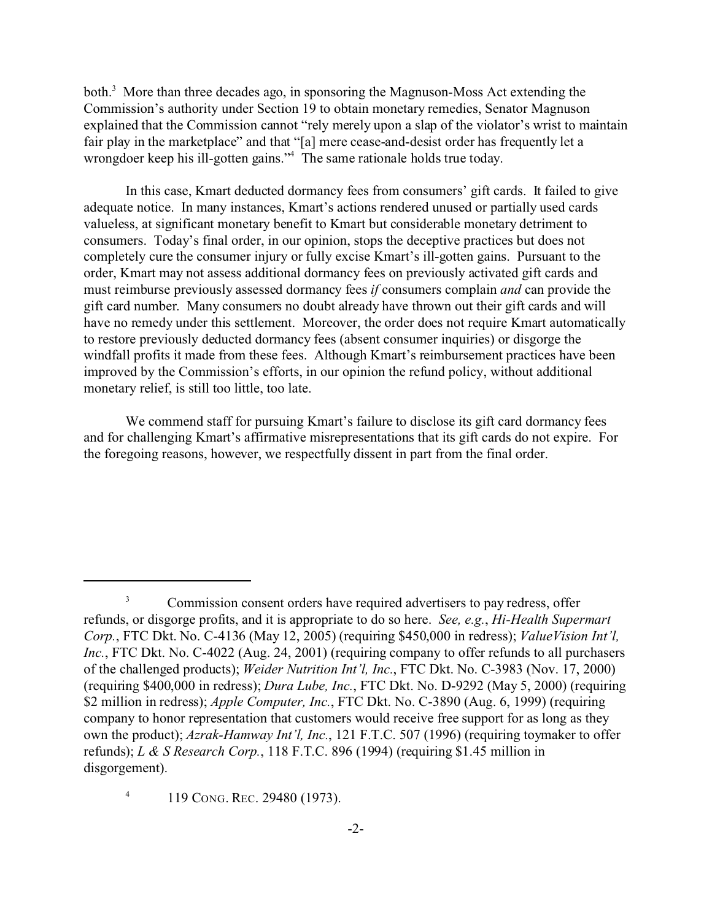both.[3] More than three decades ago, in sponsoring the Magnuson-Moss Act extending the Commission's authority under Section 19 to obtain monetary remedies, Senator Magnuson explained that the Commission cannot "rely merely upon a slap of the violator's wrist to maintain fair play in the marketplace" and that "[a] mere cease-and-desist order has frequently let a wrongdoer keep his ill-gotten gains."[4] The same rationale holds true today.

In this case, Kmart deducted dormancy fees from consumers' gift cards. It failed to give adequate notice. In many instances, Kmart's actions rendered unused or partially used cards valueless, at significant monetary benefit to Kmart but considerable monetary detriment to consumers. Today's final order, in our opinion, stops the deceptive practices but does not completely cure the consumer injury or fully excise Kmart's ill-gotten gains. Pursuant to the order, Kmart may not assess additional dormancy fees on previously activated gift cards and must reimburse previously assessed dormancy fees *if* consumers complain *and* can provide the gift card number. Many consumers no doubt already have thrown out their gift cards and will have no remedy under this settlement. Moreover, the order does not require Kmart automatically to restore previously deducted dormancy fees (absent consumer inquiries) or disgorge the windfall profits it made from these fees. Although Kmart's reimbursement practices have been improved by the Commission's efforts, in our opinion the refund policy, without additional monetary relief, is still too little, too late.

We commend staff for pursuing Kmart's failure to disclose its gift card dormancy fees and for challenging Kmart's affirmative misrepresentations that its gift cards do not expire. For the foregoing reasons, however, we respectfully dissent in part from the final order.

---

[3] Commission consent orders have required advertisers to pay redress, offer refunds, or disgorge profits, and it is appropriate to do so here. *See, e.g.*, *Hi-Health Supermart Corp.*, FTC Dkt. No. C-4136 (May 12, 2005) (requiring $450,000 in redress); *ValueVision Int'l, Inc.*, FTC Dkt. No. C-4022 (Aug. 24, 2001) (requiring company to offer refunds to all purchasers of the challenged products); *Weider Nutrition Int'l, Inc.*, FTC Dkt. No. C-3983 (Nov. 17, 2000) (requiring $400,000 in redress); *Dura Lube, Inc.*, FTC Dkt. No. D-9292 (May 5, 2000) (requiring $2 million in redress); *Apple Computer, Inc.*, FTC Dkt. No. C-3890 (Aug. 6, 1999) (requiring company to honor representation that customers would receive free support for as long as they own the product); *Azrak-Hamway Int'l, Inc.*, 121 F.T.C. 507 (1996) (requiring toymaker to offer refunds); *L & S Research Corp.*, 118 F.T.C. 896 (1994) (requiring $1.45 million in disgorgement).

[4] 119 CONG. REC. 29480 (1973).